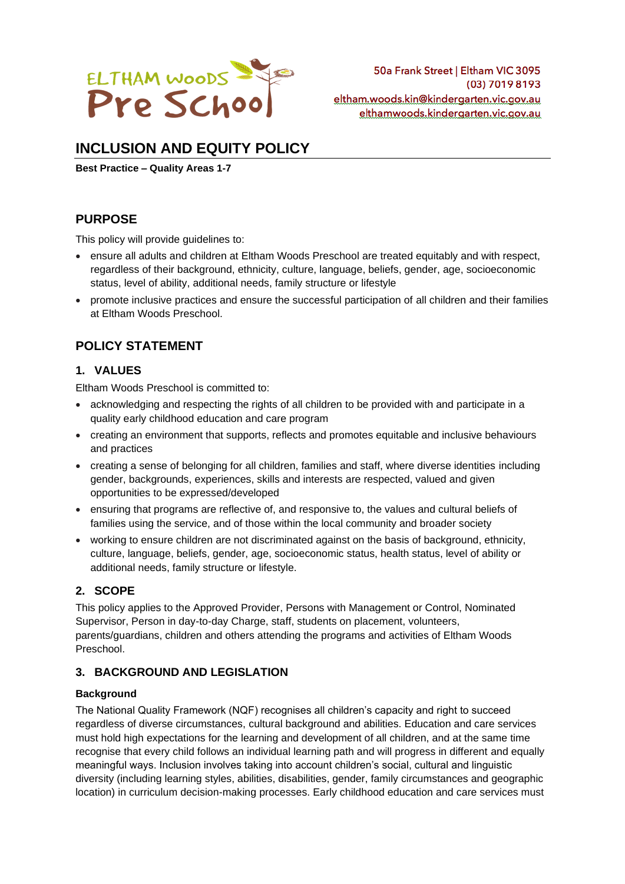ELTHAM WOODS Pre School

50a Frank Street | Eltham VIC 3095
(03) 7019 8193
eltham.woods.kin@kindergarten.vic.gov.au
elthamwoods.kindergarten.vic.gov.au

# INCLUSION AND EQUITY POLICY

**Best Practice – Quality Areas 1-7**

## PURPOSE

This policy will provide guidelines to:

- ensure all adults and children at Eltham Woods Preschool are treated equitably and with respect, regardless of their background, ethnicity, culture, language, beliefs, gender, age, socioeconomic status, level of ability, additional needs, family structure or lifestyle
- promote inclusive practices and ensure the successful participation of all children and their families at Eltham Woods Preschool.

## POLICY STATEMENT

### 1. VALUES

Eltham Woods Preschool is committed to:

- acknowledging and respecting the rights of all children to be provided with and participate in a quality early childhood education and care program
- creating an environment that supports, reflects and promotes equitable and inclusive behaviours and practices
- creating a sense of belonging for all children, families and staff, where diverse identities including gender, backgrounds, experiences, skills and interests are respected, valued and given opportunities to be expressed/developed
- ensuring that programs are reflective of, and responsive to, the values and cultural beliefs of families using the service, and of those within the local community and broader society
- working to ensure children are not discriminated against on the basis of background, ethnicity, culture, language, beliefs, gender, age, socioeconomic status, health status, level of ability or additional needs, family structure or lifestyle.

### 2. SCOPE

This policy applies to the Approved Provider, Persons with Management or Control, Nominated Supervisor, Person in day-to-day Charge, staff, students on placement, volunteers, parents/guardians, children and others attending the programs and activities of Eltham Woods Preschool.

### 3. BACKGROUND AND LEGISLATION

**Background**

The National Quality Framework (NQF) recognises all children's capacity and right to succeed regardless of diverse circumstances, cultural background and abilities. Education and care services must hold high expectations for the learning and development of all children, and at the same time recognise that every child follows an individual learning path and will progress in different and equally meaningful ways. Inclusion involves taking into account children's social, cultural and linguistic diversity (including learning styles, abilities, disabilities, gender, family circumstances and geographic location) in curriculum decision-making processes. Early childhood education and care services must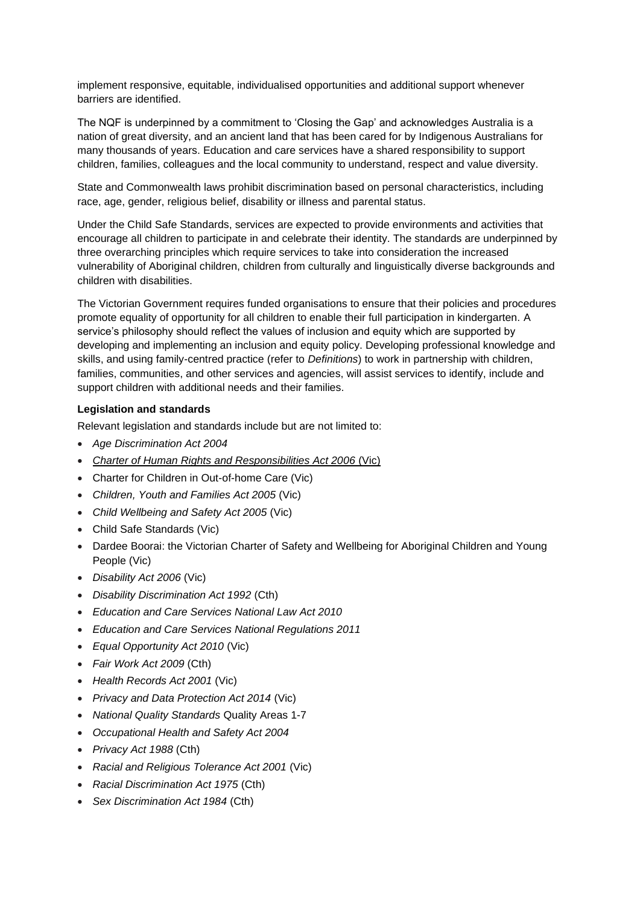implement responsive, equitable, individualised opportunities and additional support whenever barriers are identified.

The NQF is underpinned by a commitment to 'Closing the Gap' and acknowledges Australia is a nation of great diversity, and an ancient land that has been cared for by Indigenous Australians for many thousands of years. Education and care services have a shared responsibility to support children, families, colleagues and the local community to understand, respect and value diversity.

State and Commonwealth laws prohibit discrimination based on personal characteristics, including race, age, gender, religious belief, disability or illness and parental status.

Under the Child Safe Standards, services are expected to provide environments and activities that encourage all children to participate in and celebrate their identity. The standards are underpinned by three overarching principles which require services to take into consideration the increased vulnerability of Aboriginal children, children from culturally and linguistically diverse backgrounds and children with disabilities.

The Victorian Government requires funded organisations to ensure that their policies and procedures promote equality of opportunity for all children to enable their full participation in kindergarten. A service's philosophy should reflect the values of inclusion and equity which are supported by developing and implementing an inclusion and equity policy. Developing professional knowledge and skills, and using family-centred practice (refer to *Definitions*) to work in partnership with children, families, communities, and other services and agencies, will assist services to identify, include and support children with additional needs and their families.

**Legislation and standards**

Relevant legislation and standards include but are not limited to:

- *Age Discrimination Act 2004*
- *Charter of Human Rights and Responsibilities Act 2006* (Vic)
- Charter for Children in Out-of-home Care (Vic)
- *Children, Youth and Families Act 2005* (Vic)
- *Child Wellbeing and Safety Act 2005* (Vic)
- Child Safe Standards (Vic)
- Dardee Boorai: the Victorian Charter of Safety and Wellbeing for Aboriginal Children and Young People (Vic)
- *Disability Act 2006* (Vic)
- *Disability Discrimination Act 1992* (Cth)
- *Education and Care Services National Law Act 2010*
- *Education and Care Services National Regulations 2011*
- *Equal Opportunity Act 2010* (Vic)
- *Fair Work Act 2009* (Cth)
- *Health Records Act 2001* (Vic)
- *Privacy and Data Protection Act 2014* (Vic)
- *National Quality Standards* Quality Areas 1-7
- *Occupational Health and Safety Act 2004*
- *Privacy Act 1988* (Cth)
- *Racial and Religious Tolerance Act 2001* (Vic)
- *Racial Discrimination Act 1975* (Cth)
- *Sex Discrimination Act 1984* (Cth)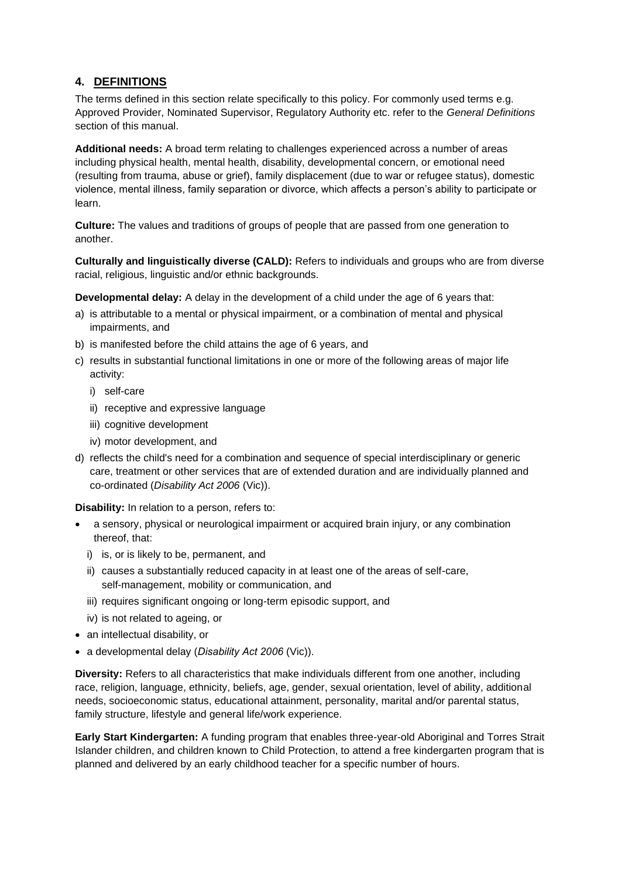## 4. DEFINITIONS

The terms defined in this section relate specifically to this policy. For commonly used terms e.g. Approved Provider, Nominated Supervisor, Regulatory Authority etc. refer to the *General Definitions* section of this manual.

**Additional needs:** A broad term relating to challenges experienced across a number of areas including physical health, mental health, disability, developmental concern, or emotional need (resulting from trauma, abuse or grief), family displacement (due to war or refugee status), domestic violence, mental illness, family separation or divorce, which affects a person's ability to participate or learn.

**Culture:** The values and traditions of groups of people that are passed from one generation to another.

**Culturally and linguistically diverse (CALD):** Refers to individuals and groups who are from diverse racial, religious, linguistic and/or ethnic backgrounds.

**Developmental delay:** A delay in the development of a child under the age of 6 years that:

a) is attributable to a mental or physical impairment, or a combination of mental and physical impairments, and
b) is manifested before the child attains the age of 6 years, and
c) results in substantial functional limitations in one or more of the following areas of major life activity:
   i) self-care
   ii) receptive and expressive language
   iii) cognitive development
   iv) motor development, and
d) reflects the child's need for a combination and sequence of special interdisciplinary or generic care, treatment or other services that are of extended duration and are individually planned and co-ordinated (*Disability Act 2006* (Vic)).

**Disability:** In relation to a person, refers to:

- a sensory, physical or neurological impairment or acquired brain injury, or any combination thereof, that:
  i) is, or is likely to be, permanent, and
  ii) causes a substantially reduced capacity in at least one of the areas of self-care, self-management, mobility or communication, and
  iii) requires significant ongoing or long-term episodic support, and
  iv) is not related to ageing, or
- an intellectual disability, or
- a developmental delay (*Disability Act 2006* (Vic)).

**Diversity:** Refers to all characteristics that make individuals different from one another, including race, religion, language, ethnicity, beliefs, age, gender, sexual orientation, level of ability, additional needs, socioeconomic status, educational attainment, personality, marital and/or parental status, family structure, lifestyle and general life/work experience.

**Early Start Kindergarten:** A funding program that enables three-year-old Aboriginal and Torres Strait Islander children, and children known to Child Protection, to attend a free kindergarten program that is planned and delivered by an early childhood teacher for a specific number of hours.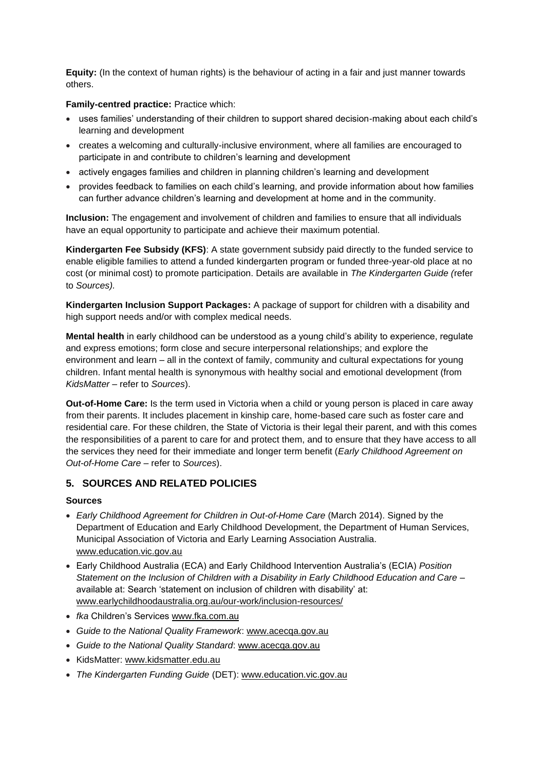**Equity:** (In the context of human rights) is the behaviour of acting in a fair and just manner towards others.

**Family-centred practice:** Practice which:

- uses families' understanding of their children to support shared decision-making about each child's learning and development
- creates a welcoming and culturally-inclusive environment, where all families are encouraged to participate in and contribute to children's learning and development
- actively engages families and children in planning children's learning and development
- provides feedback to families on each child's learning, and provide information about how families can further advance children's learning and development at home and in the community.

**Inclusion:** The engagement and involvement of children and families to ensure that all individuals have an equal opportunity to participate and achieve their maximum potential.

**Kindergarten Fee Subsidy (KFS)**: A state government subsidy paid directly to the funded service to enable eligible families to attend a funded kindergarten program or funded three-year-old place at no cost (or minimal cost) to promote participation. Details are available in *The Kindergarten Guide (*refer to *Sources).*

**Kindergarten Inclusion Support Packages:** A package of support for children with a disability and high support needs and/or with complex medical needs.

**Mental health** in early childhood can be understood as a young child's ability to experience, regulate and express emotions; form close and secure interpersonal relationships; and explore the environment and learn – all in the context of family, community and cultural expectations for young children. Infant mental health is synonymous with healthy social and emotional development (from *KidsMatter* – refer to *Sources*).

**Out-of-Home Care:** Is the term used in Victoria when a child or young person is placed in care away from their parents. It includes placement in kinship care, home-based care such as foster care and residential care. For these children, the State of Victoria is their legal their parent, and with this comes the responsibilities of a parent to care for and protect them, and to ensure that they have access to all the services they need for their immediate and longer term benefit (*Early Childhood Agreement on Out-of-Home Care* – refer to *Sources*).

## 5. SOURCES AND RELATED POLICIES

### Sources

- *Early Childhood Agreement for Children in Out-of-Home Care* (March 2014). Signed by the Department of Education and Early Childhood Development, the Department of Human Services, Municipal Association of Victoria and Early Learning Association Australia. www.education.vic.gov.au
- Early Childhood Australia (ECA) and Early Childhood Intervention Australia's (ECIA) *Position Statement on the Inclusion of Children with a Disability in Early Childhood Education and Care* – available at: Search 'statement on inclusion of children with disability' at: www.earlychildhoodaustralia.org.au/our-work/inclusion-resources/
- *fka* Children's Services www.fka.com.au
- *Guide to the National Quality Framework*: www.acecqa.gov.au
- *Guide to the National Quality Standard*: www.acecqa.gov.au
- KidsMatter: www.kidsmatter.edu.au
- *The Kindergarten Funding Guide* (DET): www.education.vic.gov.au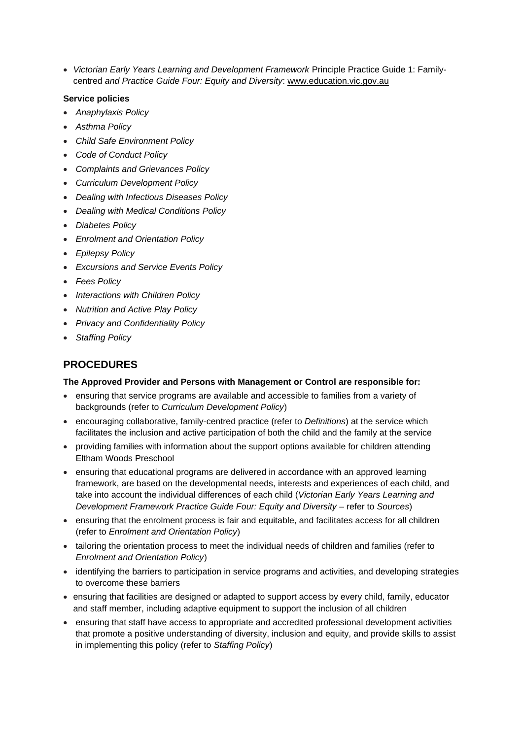- *Victorian Early Years Learning and Development Framework* Principle Practice Guide 1: Family-centred *and Practice Guide Four: Equity and Diversity*: www.education.vic.gov.au

**Service policies**

- *Anaphylaxis Policy*
- *Asthma Policy*
- *Child Safe Environment Policy*
- *Code of Conduct Policy*
- *Complaints and Grievances Policy*
- *Curriculum Development Policy*
- *Dealing with Infectious Diseases Policy*
- *Dealing with Medical Conditions Policy*
- *Diabetes Policy*
- *Enrolment and Orientation Policy*
- *Epilepsy Policy*
- *Excursions and Service Events Policy*
- *Fees Policy*
- *Interactions with Children Policy*
- *Nutrition and Active Play Policy*
- *Privacy and Confidentiality Policy*
- *Staffing Policy*

## PROCEDURES

**The Approved Provider and Persons with Management or Control are responsible for:**

- ensuring that service programs are available and accessible to families from a variety of backgrounds (refer to *Curriculum Development Policy*)
- encouraging collaborative, family-centred practice (refer to *Definitions*) at the service which facilitates the inclusion and active participation of both the child and the family at the service
- providing families with information about the support options available for children attending Eltham Woods Preschool
- ensuring that educational programs are delivered in accordance with an approved learning framework, are based on the developmental needs, interests and experiences of each child, and take into account the individual differences of each child (*Victorian Early Years Learning and Development Framework Practice Guide Four: Equity and Diversity* – refer to *Sources*)
- ensuring that the enrolment process is fair and equitable, and facilitates access for all children (refer to *Enrolment and Orientation Policy*)
- tailoring the orientation process to meet the individual needs of children and families (refer to *Enrolment and Orientation Policy*)
- identifying the barriers to participation in service programs and activities, and developing strategies to overcome these barriers
- ensuring that facilities are designed or adapted to support access by every child, family, educator and staff member, including adaptive equipment to support the inclusion of all children
- ensuring that staff have access to appropriate and accredited professional development activities that promote a positive understanding of diversity, inclusion and equity, and provide skills to assist in implementing this policy (refer to *Staffing Policy*)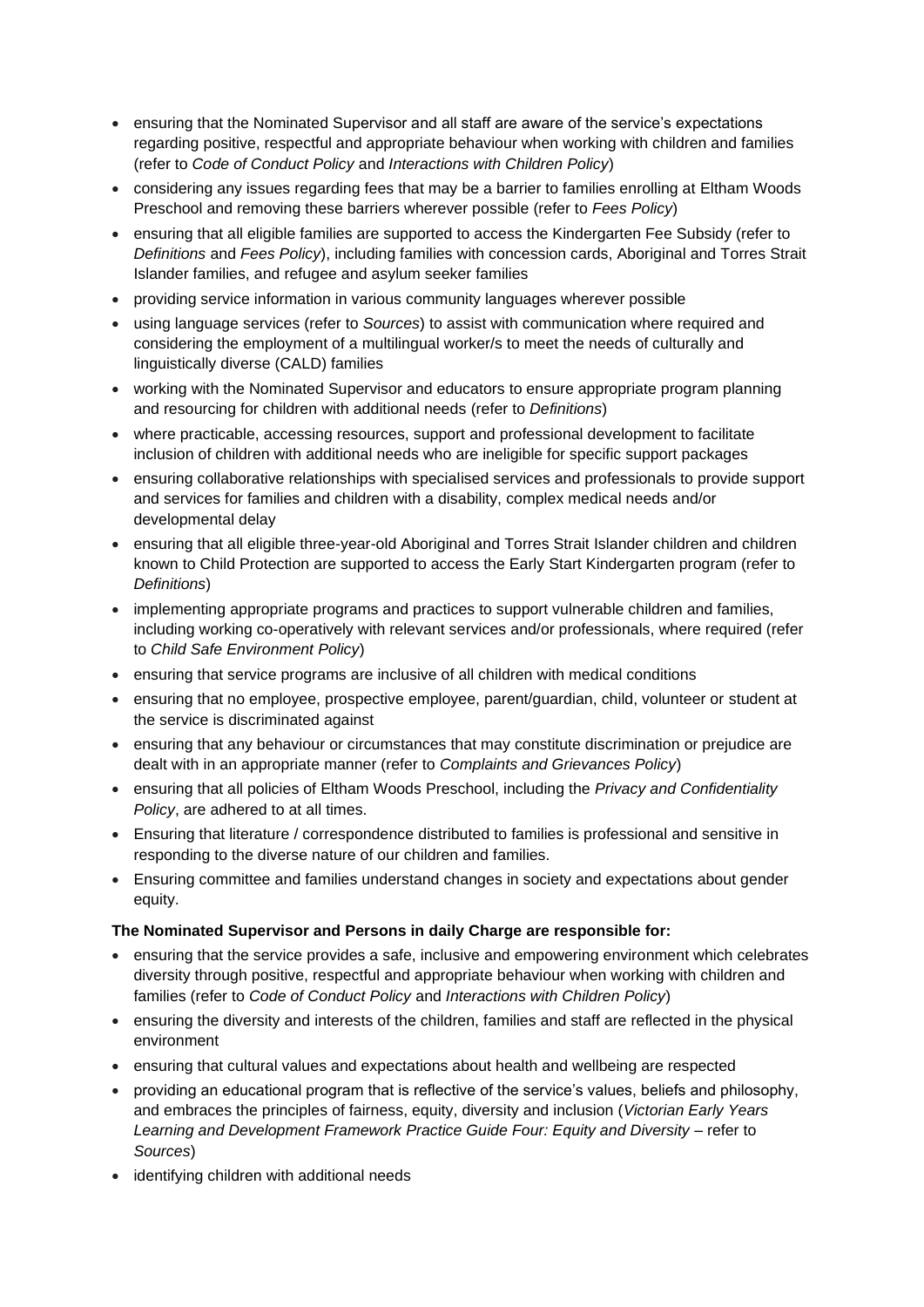- ensuring that the Nominated Supervisor and all staff are aware of the service's expectations regarding positive, respectful and appropriate behaviour when working with children and families (refer to *Code of Conduct Policy* and *Interactions with Children Policy*)
- considering any issues regarding fees that may be a barrier to families enrolling at Eltham Woods Preschool and removing these barriers wherever possible (refer to *Fees Policy*)
- ensuring that all eligible families are supported to access the Kindergarten Fee Subsidy (refer to *Definitions* and *Fees Policy*), including families with concession cards, Aboriginal and Torres Strait Islander families, and refugee and asylum seeker families
- providing service information in various community languages wherever possible
- using language services (refer to *Sources*) to assist with communication where required and considering the employment of a multilingual worker/s to meet the needs of culturally and linguistically diverse (CALD) families
- working with the Nominated Supervisor and educators to ensure appropriate program planning and resourcing for children with additional needs (refer to *Definitions*)
- where practicable, accessing resources, support and professional development to facilitate inclusion of children with additional needs who are ineligible for specific support packages
- ensuring collaborative relationships with specialised services and professionals to provide support and services for families and children with a disability, complex medical needs and/or developmental delay
- ensuring that all eligible three-year-old Aboriginal and Torres Strait Islander children and children known to Child Protection are supported to access the Early Start Kindergarten program (refer to *Definitions*)
- implementing appropriate programs and practices to support vulnerable children and families, including working co-operatively with relevant services and/or professionals, where required (refer to *Child Safe Environment Policy*)
- ensuring that service programs are inclusive of all children with medical conditions
- ensuring that no employee, prospective employee, parent/guardian, child, volunteer or student at the service is discriminated against
- ensuring that any behaviour or circumstances that may constitute discrimination or prejudice are dealt with in an appropriate manner (refer to *Complaints and Grievances Policy*)
- ensuring that all policies of Eltham Woods Preschool, including the *Privacy and Confidentiality Policy*, are adhered to at all times.
- Ensuring that literature / correspondence distributed to families is professional and sensitive in responding to the diverse nature of our children and families.
- Ensuring committee and families understand changes in society and expectations about gender equity.

**The Nominated Supervisor and Persons in daily Charge are responsible for:**

- ensuring that the service provides a safe, inclusive and empowering environment which celebrates diversity through positive, respectful and appropriate behaviour when working with children and families (refer to *Code of Conduct Policy* and *Interactions with Children Policy*)
- ensuring the diversity and interests of the children, families and staff are reflected in the physical environment
- ensuring that cultural values and expectations about health and wellbeing are respected
- providing an educational program that is reflective of the service's values, beliefs and philosophy, and embraces the principles of fairness, equity, diversity and inclusion (*Victorian Early Years Learning and Development Framework Practice Guide Four: Equity and Diversity* – refer to *Sources*)
- identifying children with additional needs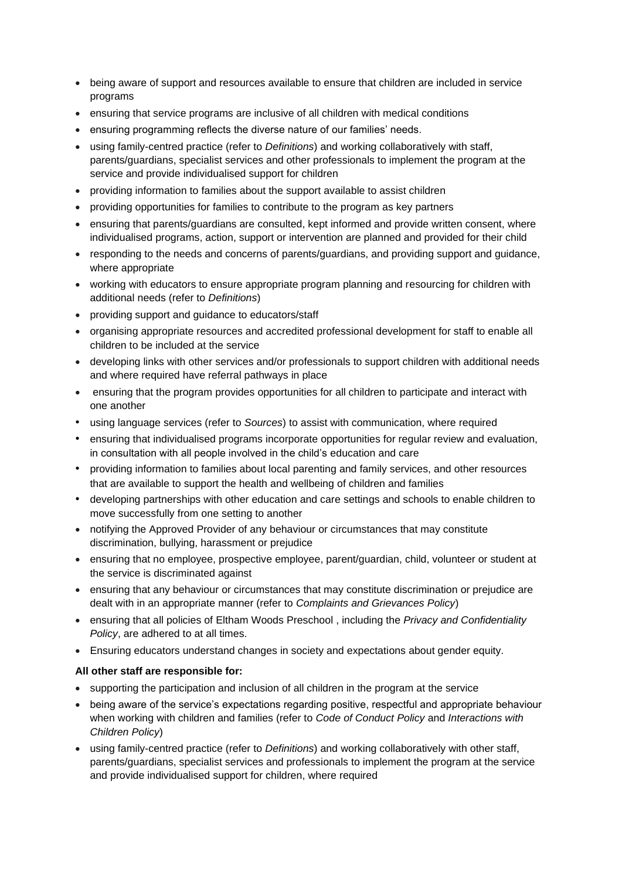- being aware of support and resources available to ensure that children are included in service programs
- ensuring that service programs are inclusive of all children with medical conditions
- ensuring programming reflects the diverse nature of our families' needs.
- using family-centred practice (refer to *Definitions*) and working collaboratively with staff, parents/guardians, specialist services and other professionals to implement the program at the service and provide individualised support for children
- providing information to families about the support available to assist children
- providing opportunities for families to contribute to the program as key partners
- ensuring that parents/guardians are consulted, kept informed and provide written consent, where individualised programs, action, support or intervention are planned and provided for their child
- responding to the needs and concerns of parents/guardians, and providing support and guidance, where appropriate
- working with educators to ensure appropriate program planning and resourcing for children with additional needs (refer to *Definitions*)
- providing support and guidance to educators/staff
- organising appropriate resources and accredited professional development for staff to enable all children to be included at the service
- developing links with other services and/or professionals to support children with additional needs and where required have referral pathways in place
- ensuring that the program provides opportunities for all children to participate and interact with one another
- using language services (refer to *Sources*) to assist with communication, where required
- ensuring that individualised programs incorporate opportunities for regular review and evaluation, in consultation with all people involved in the child's education and care
- providing information to families about local parenting and family services, and other resources that are available to support the health and wellbeing of children and families
- developing partnerships with other education and care settings and schools to enable children to move successfully from one setting to another
- notifying the Approved Provider of any behaviour or circumstances that may constitute discrimination, bullying, harassment or prejudice
- ensuring that no employee, prospective employee, parent/guardian, child, volunteer or student at the service is discriminated against
- ensuring that any behaviour or circumstances that may constitute discrimination or prejudice are dealt with in an appropriate manner (refer to *Complaints and Grievances Policy*)
- ensuring that all policies of Eltham Woods Preschool , including the *Privacy and Confidentiality Policy*, are adhered to at all times.
- Ensuring educators understand changes in society and expectations about gender equity.

**All other staff are responsible for:**

- supporting the participation and inclusion of all children in the program at the service
- being aware of the service's expectations regarding positive, respectful and appropriate behaviour when working with children and families (refer to *Code of Conduct Policy* and *Interactions with Children Policy*)
- using family-centred practice (refer to *Definitions*) and working collaboratively with other staff, parents/guardians, specialist services and professionals to implement the program at the service and provide individualised support for children, where required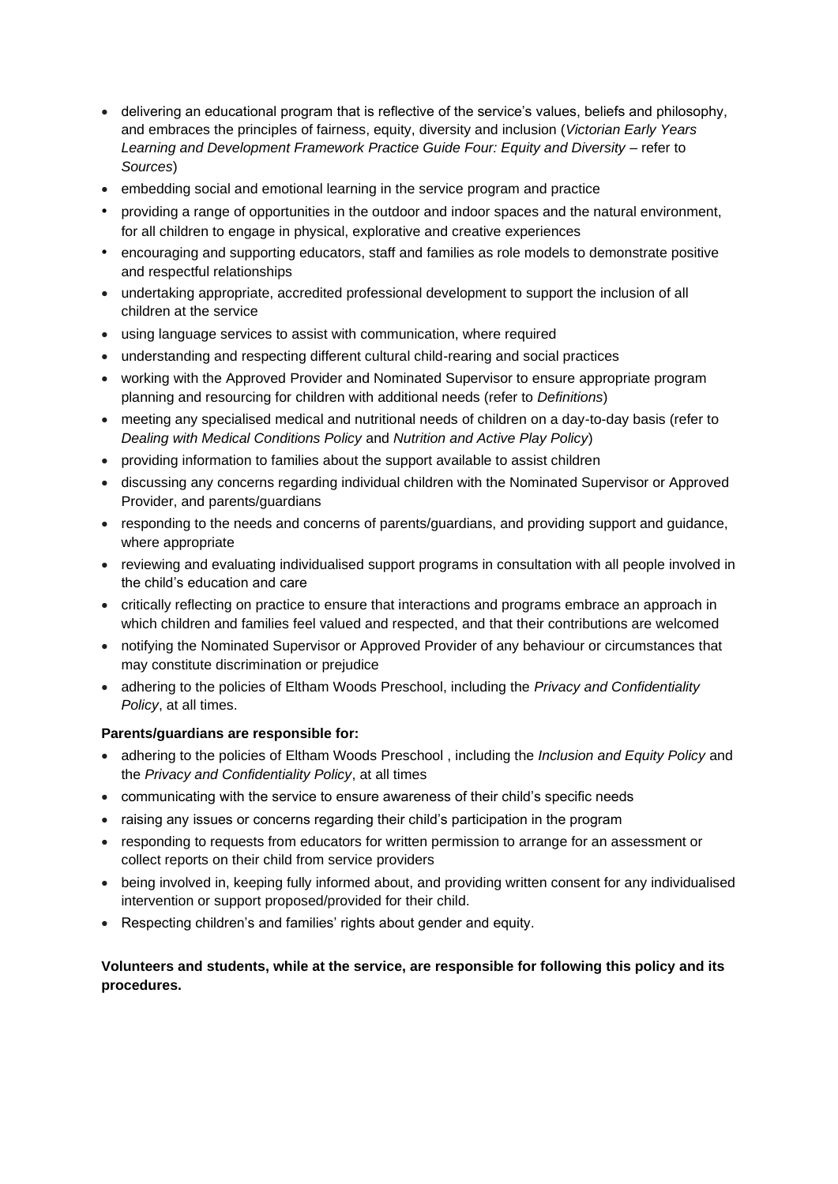- delivering an educational program that is reflective of the service's values, beliefs and philosophy, and embraces the principles of fairness, equity, diversity and inclusion (*Victorian Early Years Learning and Development Framework Practice Guide Four: Equity and Diversity* – refer to *Sources*)
- embedding social and emotional learning in the service program and practice
- providing a range of opportunities in the outdoor and indoor spaces and the natural environment, for all children to engage in physical, explorative and creative experiences
- encouraging and supporting educators, staff and families as role models to demonstrate positive and respectful relationships
- undertaking appropriate, accredited professional development to support the inclusion of all children at the service
- using language services to assist with communication, where required
- understanding and respecting different cultural child-rearing and social practices
- working with the Approved Provider and Nominated Supervisor to ensure appropriate program planning and resourcing for children with additional needs (refer to *Definitions*)
- meeting any specialised medical and nutritional needs of children on a day-to-day basis (refer to *Dealing with Medical Conditions Policy* and *Nutrition and Active Play Policy*)
- providing information to families about the support available to assist children
- discussing any concerns regarding individual children with the Nominated Supervisor or Approved Provider, and parents/guardians
- responding to the needs and concerns of parents/guardians, and providing support and guidance, where appropriate
- reviewing and evaluating individualised support programs in consultation with all people involved in the child's education and care
- critically reflecting on practice to ensure that interactions and programs embrace an approach in which children and families feel valued and respected, and that their contributions are welcomed
- notifying the Nominated Supervisor or Approved Provider of any behaviour or circumstances that may constitute discrimination or prejudice
- adhering to the policies of Eltham Woods Preschool, including the *Privacy and Confidentiality Policy*, at all times.

**Parents/guardians are responsible for:**

- adhering to the policies of Eltham Woods Preschool , including the *Inclusion and Equity Policy* and the *Privacy and Confidentiality Policy*, at all times
- communicating with the service to ensure awareness of their child's specific needs
- raising any issues or concerns regarding their child's participation in the program
- responding to requests from educators for written permission to arrange for an assessment or collect reports on their child from service providers
- being involved in, keeping fully informed about, and providing written consent for any individualised intervention or support proposed/provided for their child.
- Respecting children's and families' rights about gender and equity.

**Volunteers and students, while at the service, are responsible for following this policy and its procedures.**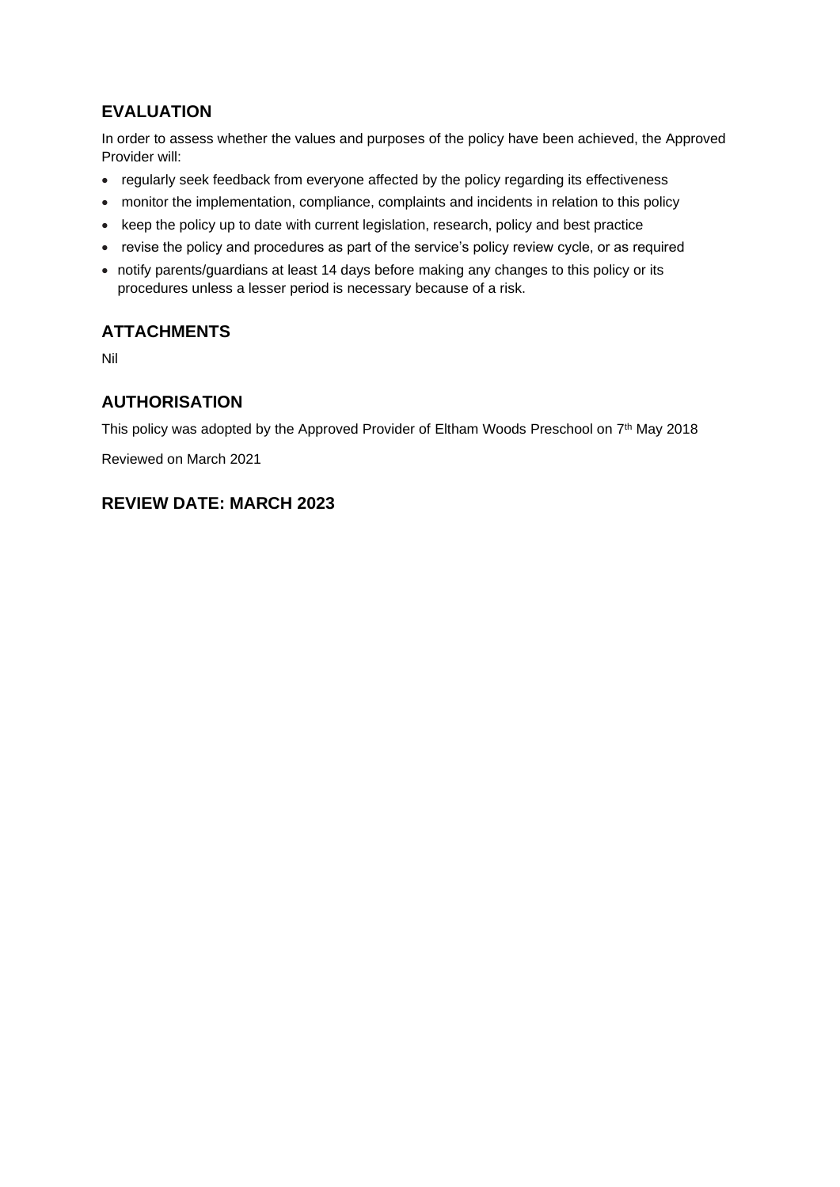## EVALUATION

In order to assess whether the values and purposes of the policy have been achieved, the Approved Provider will:

- regularly seek feedback from everyone affected by the policy regarding its effectiveness
- monitor the implementation, compliance, complaints and incidents in relation to this policy
- keep the policy up to date with current legislation, research, policy and best practice
- revise the policy and procedures as part of the service's policy review cycle, or as required
- notify parents/guardians at least 14 days before making any changes to this policy or its procedures unless a lesser period is necessary because of a risk.

## ATTACHMENTS

Nil

## AUTHORISATION

This policy was adopted by the Approved Provider of Eltham Woods Preschool on 7th May 2018

Reviewed on March 2021

## REVIEW DATE: MARCH 2023